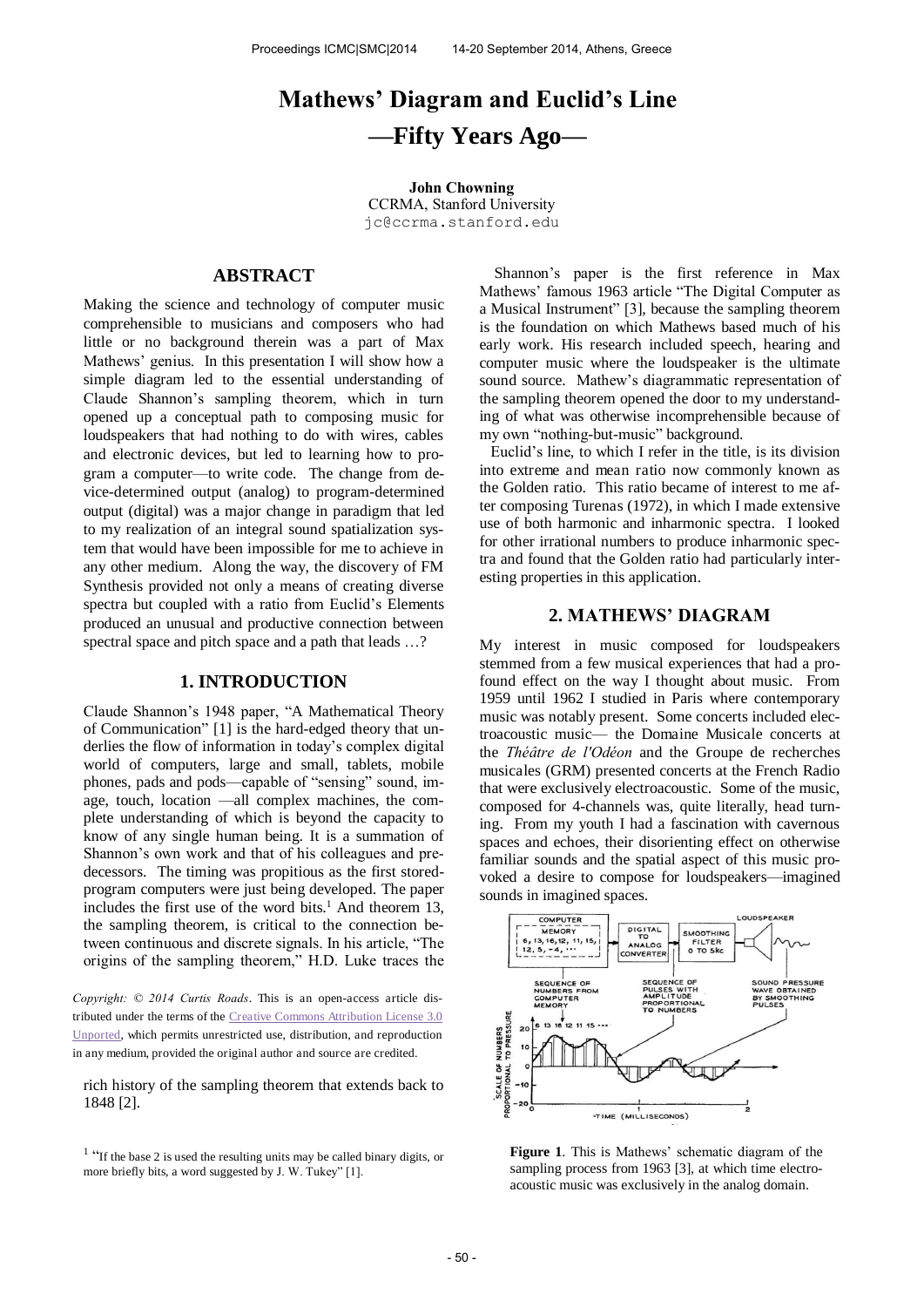# Mathews' Diagram and Euclid's Line —Fifty Years Ago—

**John Chowning**
CCRMA, Stanford University
jc@ccrma.stanford.edu

## ABSTRACT

Making the science and technology of computer music comprehensible to musicians and composers who had little or no background therein was a part of Max Mathews' genius. In this presentation I will show how a simple diagram led to the essential understanding of Claude Shannon's sampling theorem, which in turn opened up a conceptual path to composing music for loudspeakers that had nothing to do with wires, cables and electronic devices, but led to learning how to program a computer—to write code. The change from device-determined output (analog) to program-determined output (digital) was a major change in paradigm that led to my realization of an integral sound spatialization system that would have been impossible for me to achieve in any other medium. Along the way, the discovery of FM Synthesis provided not only a means of creating diverse spectra but coupled with a ratio from Euclid's Elements produced an unusual and productive connection between spectral space and pitch space and a path that leads …?

## 1. INTRODUCTION

Claude Shannon's 1948 paper, "A Mathematical Theory of Communication" [1] is the hard-edged theory that underlies the flow of information in today's complex digital world of computers, large and small, tablets, mobile phones, pads and pods—capable of "sensing" sound, image, touch, location —all complex machines, the complete understanding of which is beyond the capacity to know of any single human being. It is a summation of Shannon's own work and that of his colleagues and predecessors. The timing was propitious as the first stored-program computers were just being developed. The paper includes the first use of the word bits.[1] And theorem 13, the sampling theorem, is critical to the connection between continuous and discrete signals. In his article, "The origins of the sampling theorem," H.D. Luke traces the rich history of the sampling theorem that extends back to 1848 [2].

*Copyright: © 2014 Curtis Roads.* This is an open-access article distributed under the terms of the Creative Commons Attribution License 3.0 Unported, which permits unrestricted use, distribution, and reproduction in any medium, provided the original author and source are credited.

[1] "If the base 2 is used the resulting units may be called binary digits, or more briefly bits, a word suggested by J. W. Tukey" [1].

Shannon's paper is the first reference in Max Mathews' famous 1963 article "The Digital Computer as a Musical Instrument" [3], because the sampling theorem is the foundation on which Mathews based much of his early work. His research included speech, hearing and computer music where the loudspeaker is the ultimate sound source. Mathew's diagrammatic representation of the sampling theorem opened the door to my understanding of what was otherwise incomprehensible because of my own "nothing-but-music" background.

Euclid's line, to which I refer in the title, is its division into extreme and mean ratio now commonly known as the Golden ratio. This ratio became of interest to me after composing Turenas (1972), in which I made extensive use of both harmonic and inharmonic spectra. I looked for other irrational numbers to produce inharmonic spectra and found that the Golden ratio had particularly interesting properties in this application.

## 2. MATHEWS' DIAGRAM

My interest in music composed for loudspeakers stemmed from a few musical experiences that had a profound effect on the way I thought about music. From 1959 until 1962 I studied in Paris where contemporary music was notably present. Some concerts included electroacoustic music— the Domaine Musicale concerts at the *Théâtre de l'Odéon* and the Groupe de recherches musicales (GRM) presented concerts at the French Radio that were exclusively electroacoustic. Some of the music, composed for 4-channels was, quite literally, head turning. From my youth I had a fascination with cavernous spaces and echoes, their disorienting effect on otherwise familiar sounds and the spatial aspect of this music provoked a desire to compose for loudspeakers—imagined sounds in imagined spaces.

**Figure 1**. This is Mathews' schematic diagram of the sampling process from 1963 [3], at which time electroacoustic music was exclusively in the analog domain.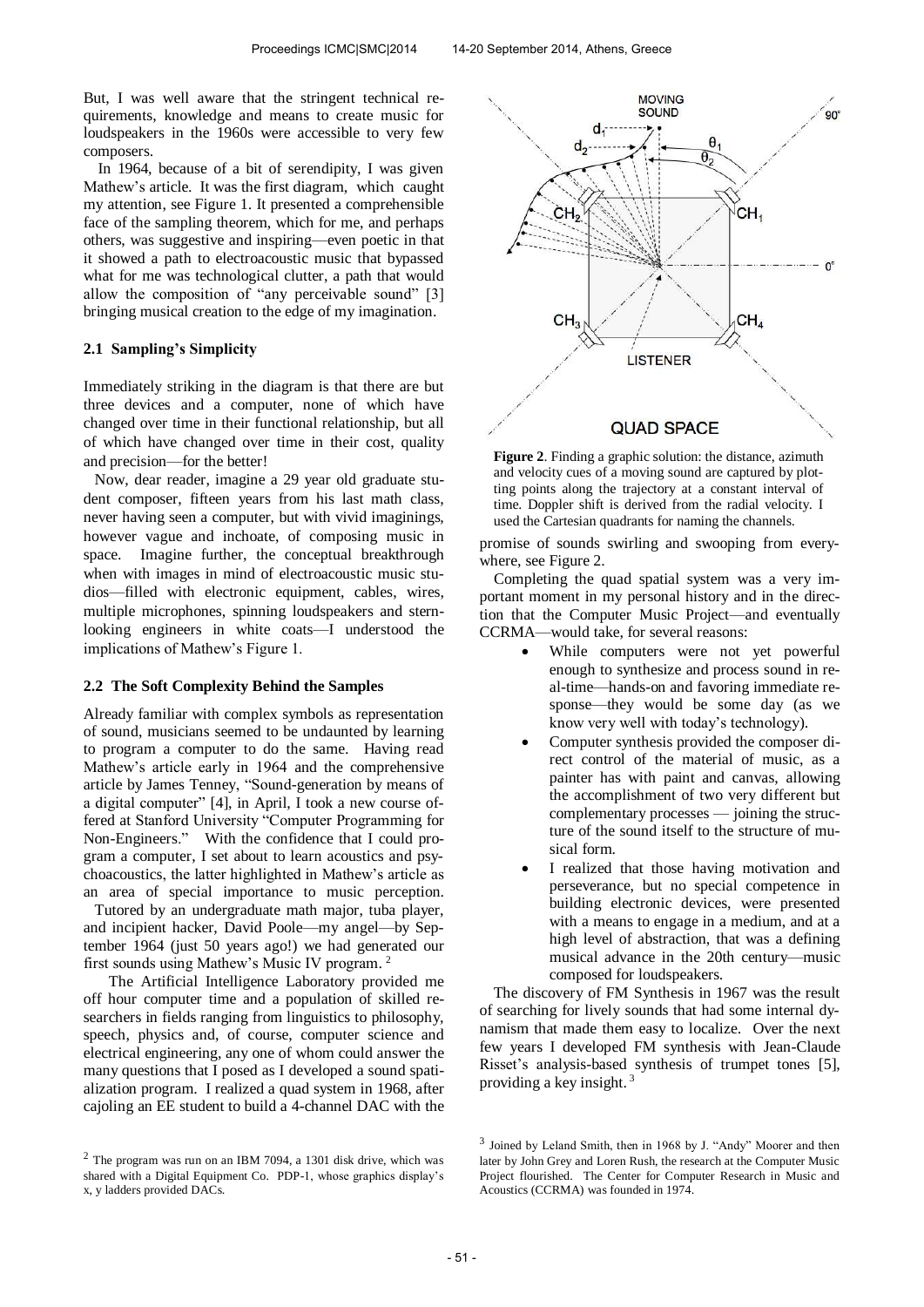But, I was well aware that the stringent technical requirements, knowledge and means to create music for loudspeakers in the 1960s were accessible to very few composers.

In 1964, because of a bit of serendipity, I was given Mathew's article. It was the first diagram, which caught my attention, see Figure 1. It presented a comprehensible face of the sampling theorem, which for me, and perhaps others, was suggestive and inspiring—even poetic in that it showed a path to electroacoustic music that bypassed what for me was technological clutter, a path that would allow the composition of "any perceivable sound" [3] bringing musical creation to the edge of my imagination.

### 2.1 Sampling's Simplicity

Immediately striking in the diagram is that there are but three devices and a computer, none of which have changed over time in their functional relationship, but all of which have changed over time in their cost, quality and precision—for the better!

Now, dear reader, imagine a 29 year old graduate student composer, fifteen years from his last math class, never having seen a computer, but with vivid imaginings, however vague and inchoate, of composing music in space. Imagine further, the conceptual breakthrough when with images in mind of electroacoustic music studios—filled with electronic equipment, cables, wires, multiple microphones, spinning loudspeakers and stern-looking engineers in white coats—I understood the implications of Mathew's Figure 1.

### 2.2 The Soft Complexity Behind the Samples

Already familiar with complex symbols as representation of sound, musicians seemed to be undaunted by learning to program a computer to do the same. Having read Mathew's article early in 1964 and the comprehensive article by James Tenney, "Sound-generation by means of a digital computer" [4], in April, I took a new course offered at Stanford University "Computer Programming for Non-Engineers." With the confidence that I could program a computer, I set about to learn acoustics and psychoacoustics, the latter highlighted in Mathew's article as an area of special importance to music perception. Tutored by an undergraduate math major, tuba player, and incipient hacker, David Poole—my angel—by September 1964 (just 50 years ago!) we had generated our first sounds using Mathew's Music IV program. [2]

The Artificial Intelligence Laboratory provided me off hour computer time and a population of skilled researchers in fields ranging from linguistics to philosophy, speech, physics and, of course, computer science and electrical engineering, any one of whom could answer the many questions that I posed as I developed a sound spatialization program. I realized a quad system in 1968, after cajoling an EE student to build a 4-channel DAC with the promise of sounds swirling and swooping from everywhere, see Figure 2.

**Figure 2**. Finding a graphic solution: the distance, azimuth and velocity cues of a moving sound are captured by plotting points along the trajectory at a constant interval of time. Doppler shift is derived from the radial velocity. I used the Cartesian quadrants for naming the channels.

Completing the quad spatial system was a very important moment in my personal history and in the direction that the Computer Music Project—and eventually CCRMA—would take, for several reasons:

- While computers were not yet powerful enough to synthesize and process sound in real-time—hands-on and favoring immediate response—they would be some day (as we know very well with today's technology).
- Computer synthesis provided the composer direct control of the material of music, as a painter has with paint and canvas, allowing the accomplishment of two very different but complementary processes — joining the structure of the sound itself to the structure of musical form.
- I realized that those having motivation and perseverance, but no special competence in building electronic devices, were presented with a means to engage in a medium, and at a high level of abstraction, that was a defining musical advance in the 20th century—music composed for loudspeakers.

The discovery of FM Synthesis in 1967 was the result of searching for lively sounds that had some internal dynamism that made them easy to localize. Over the next few years I developed FM synthesis with Jean-Claude Risset's analysis-based synthesis of trumpet tones [5], providing a key insight. [3]

[2] The program was run on an IBM 7094, a 1301 disk drive, which was shared with a Digital Equipment Co. PDP-1, whose graphics display's x, y ladders provided DACs.

[3] Joined by Leland Smith, then in 1968 by J. "Andy" Moorer and then later by John Grey and Loren Rush, the research at the Computer Music Project flourished. The Center for Computer Research in Music and Acoustics (CCRMA) was founded in 1974.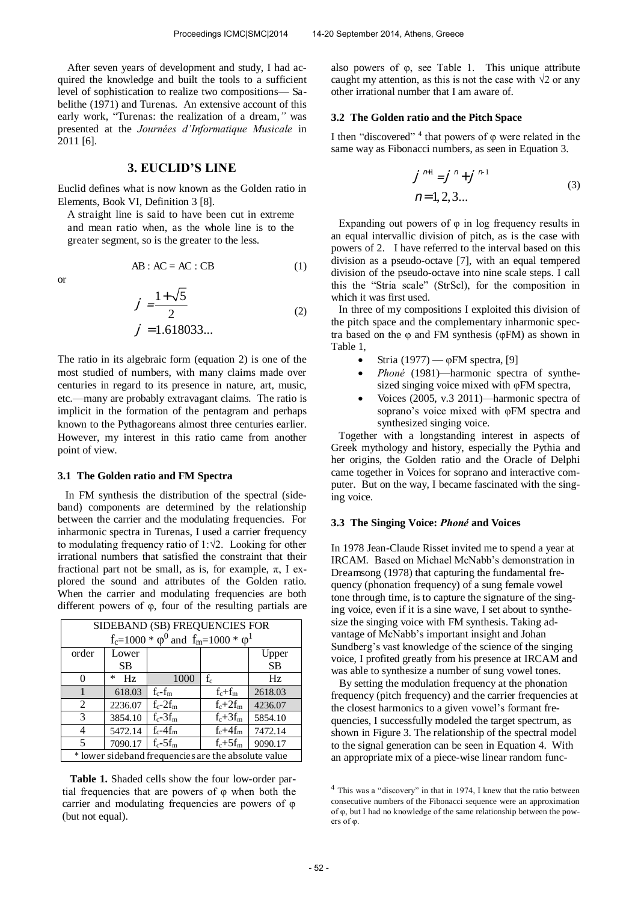After seven years of development and study, I had acquired the knowledge and built the tools to a sufficient level of sophistication to realize two compositions— Sabelithe (1971) and Turenas. An extensive account of this early work, "Turenas: the realization of a dream," was presented at the *Journées d'Informatique Musicale* in 2011 [6].

## 3. EUCLID'S LINE

Euclid defines what is now known as the Golden ratio in Elements, Book VI, Definition 3 [8].

A straight line is said to have been cut in extreme and mean ratio when, as the whole line is to the greater segment, so is the greater to the less.

$$AB : AC = AC : CB \tag{1}$$

or

$$\varphi = \frac{1+\sqrt{5}}{2}$$
$$\varphi = 1.618033... \tag{2}$$

The ratio in its algebraic form (equation 2) is one of the most studied of numbers, with many claims made over centuries in regard to its presence in nature, art, music, etc.—many are probably extravagant claims. The ratio is implicit in the formation of the pentagram and perhaps known to the Pythagoreans almost three centuries earlier. However, my interest in this ratio came from another point of view.

### 3.1 The Golden ratio and FM Spectra

In FM synthesis the distribution of the spectral (sideband) components are determined by the relationship between the carrier and the modulating frequencies. For inharmonic spectra in Turenas, I used a carrier frequency to modulating frequency ratio of $1{:}\sqrt{2}$. Looking for other irrational numbers that satisfied the constraint that their fractional part not be small, as is, for example, $\pi$, I explored the sound and attributes of the Golden ratio. When the carrier and modulating frequencies are both different powers of $\varphi$, four of the resulting partials are also powers of $\varphi$, see Table 1. This unique attribute caught my attention, as this is not the case with $\sqrt{2}$ or any other irrational number that I am aware of.

| SIDEBAND (SB) FREQUENCIES FOR $f_c=1000 * \varphi^0$ and $f_m=1000 * \varphi^1$ | | | | |
|---|---|---|---|---|
| order | Lower SB | | | Upper SB |
| 0 | * Hz | 1000 | $f_c$ | Hz |
| 1 | 618.03 | $f_c$-$f_m$ | $f_c$+$f_m$ | 2618.03 |
| 2 | 2236.07 | $f_c$-2$f_m$ | $f_c$+2$f_m$ | 4236.07 |
| 3 | 3854.10 | $f_c$-3$f_m$ | $f_c$+3$f_m$ | 5854.10 |
| 4 | 5472.14 | $f_c$-4$f_m$ | $f_c$+4$f_m$ | 7472.14 |
| 5 | 7090.17 | $f_c$-5$f_m$ | $f_c$+5$f_m$ | 9090.17 |
| * lower sideband frequencies are the absolute value | | | | |

**Table 1.** Shaded cells show the four low-order partial frequencies that are powers of $\varphi$ when both the carrier and modulating frequencies are powers of $\varphi$ (but not equal).

### 3.2 The Golden ratio and the Pitch Space

I then "discovered" [4] that powers of $\varphi$ were related in the same way as Fibonacci numbers, as seen in Equation 3.

$$\varphi^{n+1} = \varphi^{n} + \varphi^{n-1}$$
$$n = 1, 2, 3... \tag{3}$$

Expanding out powers of $\varphi$ in log frequency results in an equal intervallic division of pitch, as is the case with powers of 2. I have referred to the interval based on this division as a pseudo-octave [7], with an equal tempered division of the pseudo-octave into nine scale steps. I call this the "Stria scale" (StrScl), for the composition in which it was first used.

In three of my compositions I exploited this division of the pitch space and the complementary inharmonic spectra based on the $\varphi$ and FM synthesis ($\varphi$FM) as shown in Table 1,

- Stria (1977) — $\varphi$FM spectra, [9]
- *Phoné* (1981)—harmonic spectra of synthesized singing voice mixed with $\varphi$FM spectra,
- Voices (2005, v.3 2011)—harmonic spectra of soprano's voice mixed with $\varphi$FM spectra and synthesized singing voice.

Together with a longstanding interest in aspects of Greek mythology and history, especially the Pythia and her origins, the Golden ratio and the Oracle of Delphi came together in Voices for soprano and interactive computer. But on the way, I became fascinated with the singing voice.

### 3.3 The Singing Voice: *Phoné* and Voices

In 1978 Jean-Claude Risset invited me to spend a year at IRCAM. Based on Michael McNabb's demonstration in Dreamsong (1978) that capturing the fundamental frequency (phonation frequency) of a sung female vowel tone through time, is to capture the signature of the singing voice, even if it is a sine wave, I set about to synthesize the singing voice with FM synthesis. Taking advantage of McNabb's important insight and Johan Sundberg's vast knowledge of the science of the singing voice, I profited greatly from his presence at IRCAM and was able to synthesize a number of sung vowel tones.

By setting the modulation frequency at the phonation frequency (pitch frequency) and the carrier frequencies at the closest harmonics to a given vowel's formant frequencies, I successfully modeled the target spectrum, as shown in Figure 3. The relationship of the spectral model to the signal generation can be seen in Equation 4. With an appropriate mix of a piece-wise linear random func-

[4] This was a "discovery" in that in 1974, I knew that the ratio between consecutive numbers of the Fibonacci sequence were an approximation of $\varphi$, but I had no knowledge of the same relationship between the powers of $\varphi$.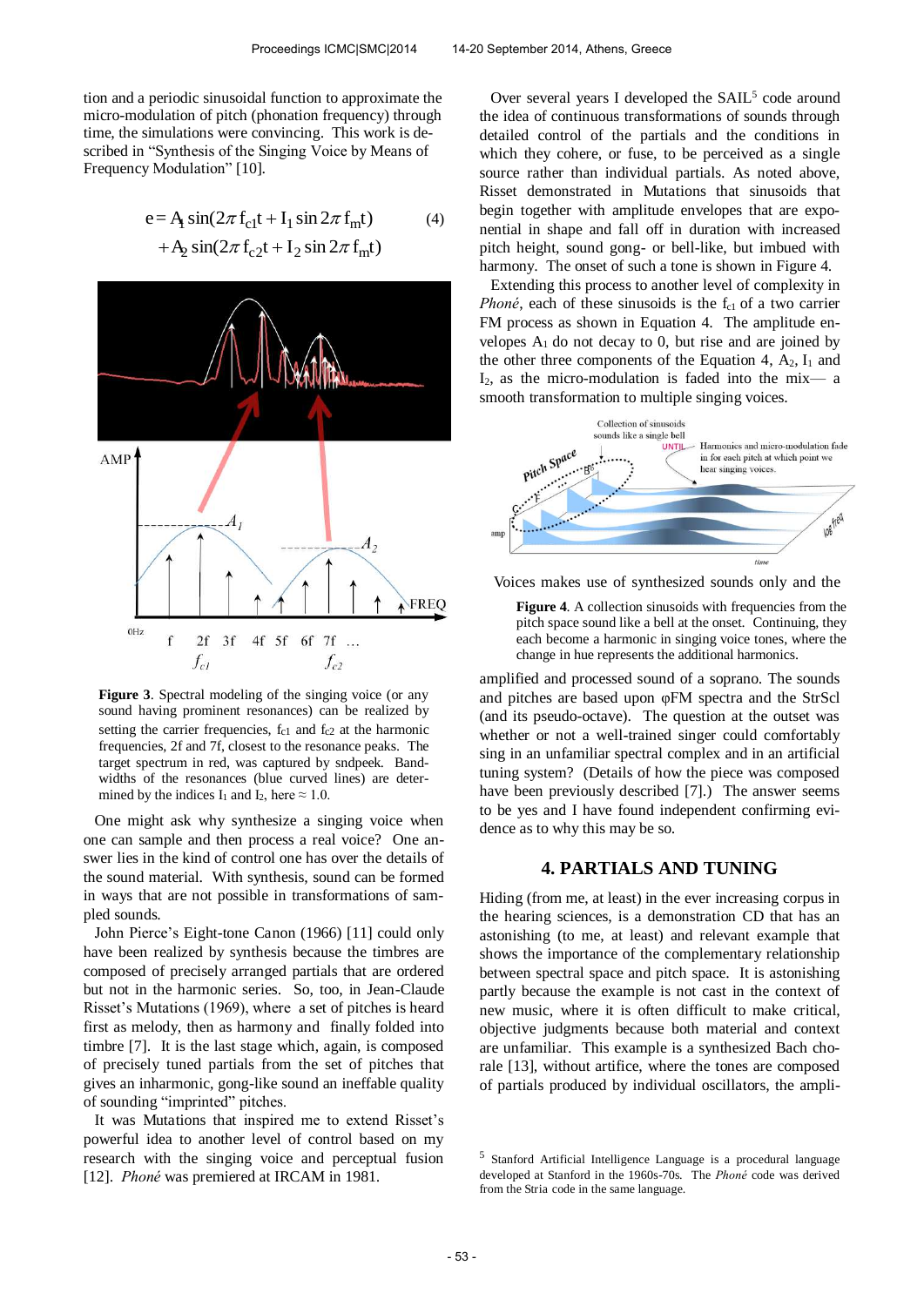tion and a periodic sinusoidal function to approximate the micro-modulation of pitch (phonation frequency) through time, the simulations were convincing. This work is described in "Synthesis of the Singing Voice by Means of Frequency Modulation" [10].

$$e = A_1 \sin(2\pi f_{c1} t + I_1 \sin 2\pi f_m t) + A_2 \sin(2\pi f_{c2} t + I_2 \sin 2\pi f_m t) \tag{4}$$

**Figure 3**. Spectral modeling of the singing voice (or any sound having prominent resonances) can be realized by setting the carrier frequencies, $f_{c1}$ and $f_{c2}$ at the harmonic frequencies, 2f and 7f, closest to the resonance peaks. The target spectrum in red, was captured by sndpeek. Bandwidths of the resonances (blue curved lines) are determined by the indices $I_1$ and $I_2$, here ≈ 1.0.

One might ask why synthesize a singing voice when one can sample and then process a real voice? One answer lies in the kind of control one has over the details of the sound material. With synthesis, sound can be formed in ways that are not possible in transformations of sampled sounds.

John Pierce's Eight-tone Canon (1966) [11] could only have been realized by synthesis because the timbres are composed of precisely arranged partials that are ordered but not in the harmonic series. So, too, in Jean-Claude Risset's Mutations (1969), where a set of pitches is heard first as melody, then as harmony and finally folded into timbre [7]. It is the last stage which, again, is composed of precisely tuned partials from the set of pitches that gives an inharmonic, gong-like sound an ineffable quality of sounding "imprinted" pitches.

It was Mutations that inspired me to extend Risset's powerful idea to another level of control based on my research with the singing voice and perceptual fusion [12]. *Phoné* was premiered at IRCAM in 1981.

Over several years I developed the SAIL[5] code around the idea of continuous transformations of sounds through detailed control of the partials and the conditions in which they cohere, or fuse, to be perceived as a single source rather than individual partials. As noted above, Risset demonstrated in Mutations that sinusoids that begin together with amplitude envelopes that are exponential in shape and fall off in duration with increased pitch height, sound gong- or bell-like, but imbued with harmony. The onset of such a tone is shown in Figure 4.

Extending this process to another level of complexity in *Phoné*, each of these sinusoids is the $f_{c1}$ of a two carrier FM process as shown in Equation 4. The amplitude envelopes $A_1$ do not decay to 0, but rise and are joined by the other three components of the Equation 4, $A_2$, $I_1$ and $I_2$, as the micro-modulation is faded into the mix— a smooth transformation to multiple singing voices.

**Figure 4**. A collection sinusoids with frequencies from the pitch space sound like a bell at the onset. Continuing, they each become a harmonic in singing voice tones, where the change in hue represents the additional harmonics.

Voices makes use of synthesized sounds only and the amplified and processed sound of a soprano. The sounds and pitches are based upon φFM spectra and the StrScl (and its pseudo-octave). The question at the outset was whether or not a well-trained singer could comfortably sing in an unfamiliar spectral complex and in an artificial tuning system? (Details of how the piece was composed have been previously described [7].) The answer seems to be yes and I have found independent confirming evidence as to why this may be so.

## 4. PARTIALS AND TUNING

Hiding (from me, at least) in the ever increasing corpus in the hearing sciences, is a demonstration CD that has an astonishing (to me, at least) and relevant example that shows the importance of the complementary relationship between spectral space and pitch space. It is astonishing partly because the example is not cast in the context of new music, where it is often difficult to make critical, objective judgments because both material and context are unfamiliar. This example is a synthesized Bach chorale [13], without artifice, where the tones are composed of partials produced by individual oscillators, the ampli-

[5] Stanford Artificial Intelligence Language is a procedural language developed at Stanford in the 1960s-70s. The *Phoné* code was derived from the Stria code in the same language.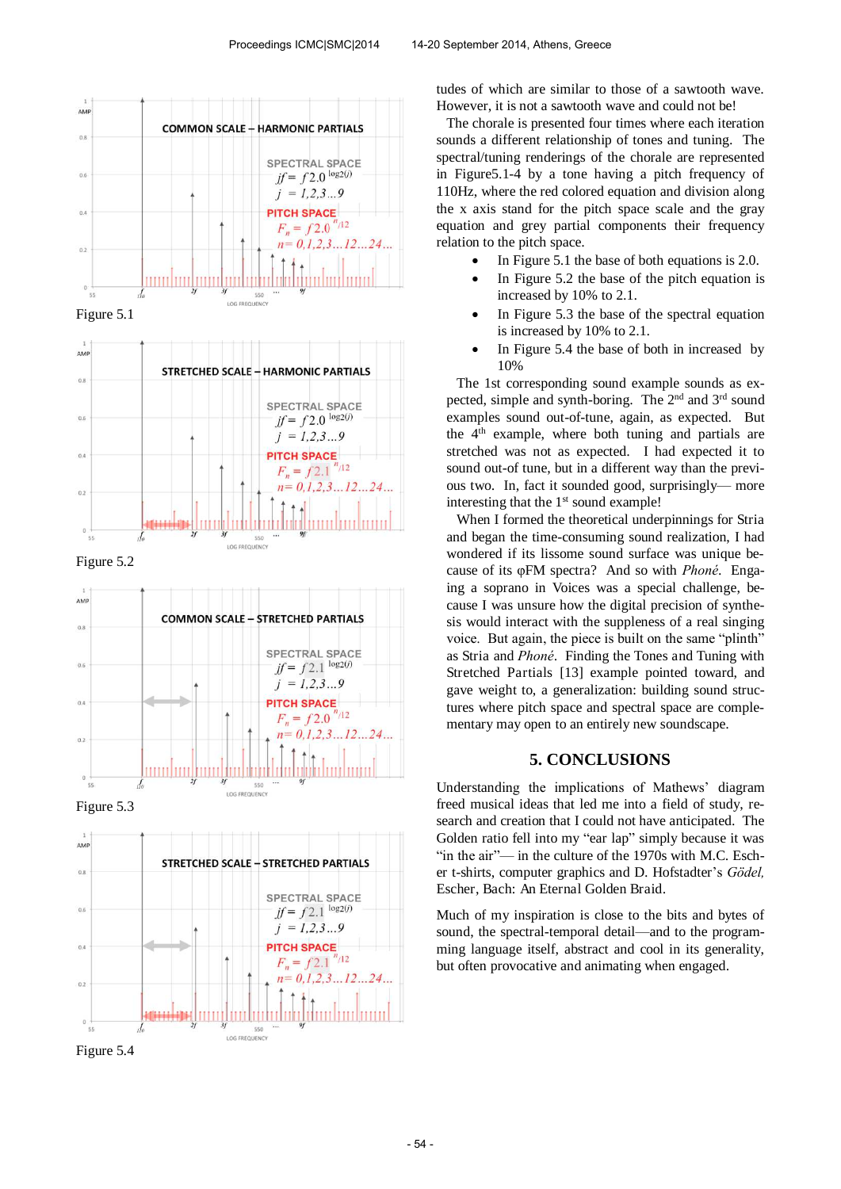Figure 5.1

Figure 5.2

Figure 5.3

Figure 5.4

tudes of which are similar to those of a sawtooth wave. However, it is not a sawtooth wave and could not be!

The chorale is presented four times where each iteration sounds a different relationship of tones and tuning. The spectral/tuning renderings of the chorale are represented in Figure5.1-4 by a tone having a pitch frequency of 110Hz, where the red colored equation and division along the x axis stand for the pitch space scale and the gray equation and grey partial components their frequency relation to the pitch space.

- In Figure 5.1 the base of both equations is 2.0.
- In Figure 5.2 the base of the pitch equation is increased by 10% to 2.1.
- In Figure 5.3 the base of the spectral equation is increased by 10% to 2.1.
- In Figure 5.4 the base of both in increased by 10%

The 1st corresponding sound example sounds as expected, simple and synth-boring. The 2nd and 3rd sound examples sound out-of-tune, again, as expected. But the 4th example, where both tuning and partials are stretched was not as expected. I had expected it to sound out-of tune, but in a different way than the previous two. In, fact it sounded good, surprisingly— more interesting that the 1st sound example!

When I formed the theoretical underpinnings for Stria and began the time-consuming sound realization, I had wondered if its lissome sound surface was unique because of its φFM spectra? And so with *Phoné*. Engaging a soprano in Voices was a special challenge, because I was unsure how the digital precision of synthesis would interact with the suppleness of a real singing voice. But again, the piece is built on the same “plinth” as Stria and *Phoné*. Finding the Tones and Tuning with Stretched Partials [13] example pointed toward, and gave weight to, a generalization: building sound structures where pitch space and spectral space are complementary may open to an entirely new soundscape.

## 5. CONCLUSIONS

Understanding the implications of Mathews’ diagram freed musical ideas that led me into a field of study, research and creation that I could not have anticipated. The Golden ratio fell into my “ear lap” simply because it was “in the air”— in the culture of the 1970s with M.C. Escher t-shirts, computer graphics and D. Hofstadter’s *Gödel,* Escher, Bach: An Eternal Golden Braid.

Much of my inspiration is close to the bits and bytes of sound, the spectral-temporal detail—and to the programming language itself, abstract and cool in its generality, but often provocative and animating when engaged.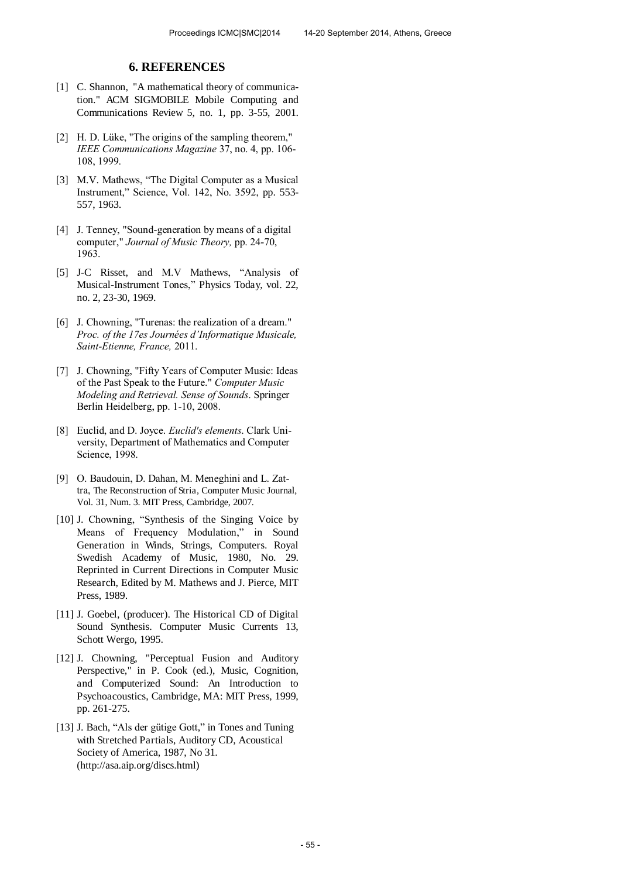## 6. REFERENCES

[1] C. Shannon, "A mathematical theory of communication." ACM SIGMOBILE Mobile Computing and Communications Review 5, no. 1, pp. 3-55, 2001.

[2] H. D. Lüke, "The origins of the sampling theorem," *IEEE Communications Magazine* 37, no. 4, pp. 106-108, 1999.

[3] M.V. Mathews, "The Digital Computer as a Musical Instrument," Science, Vol. 142, No. 3592, pp. 553-557, 1963.

[4] J. Tenney, "Sound-generation by means of a digital computer," *Journal of Music Theory,* pp. 24-70, 1963.

[5] J-C Risset, and M.V Mathews, "Analysis of Musical-Instrument Tones," Physics Today, vol. 22, no. 2, 23-30, 1969.

[6] J. Chowning, "Turenas: the realization of a dream." *Proc. of the 17es Journées d'Informatique Musicale, Saint-Etienne, France,* 2011.

[7] J. Chowning, "Fifty Years of Computer Music: Ideas of the Past Speak to the Future." *Computer Music Modeling and Retrieval. Sense of Sounds*. Springer Berlin Heidelberg, pp. 1-10, 2008.

[8] Euclid, and D. Joyce. *Euclid's elements*. Clark University, Department of Mathematics and Computer Science, 1998.

[9] O. Baudouin, D. Dahan, M. Meneghini and L. Zattra, The Reconstruction of Stria, Computer Music Journal, Vol. 31, Num. 3. MIT Press, Cambridge, 2007.

[10] J. Chowning, "Synthesis of the Singing Voice by Means of Frequency Modulation," in Sound Generation in Winds, Strings, Computers. Royal Swedish Academy of Music, 1980, No. 29. Reprinted in Current Directions in Computer Music Research, Edited by M. Mathews and J. Pierce, MIT Press, 1989.

[11] J. Goebel, (producer). The Historical CD of Digital Sound Synthesis. Computer Music Currents 13, Schott Wergo, 1995.

[12] J. Chowning, "Perceptual Fusion and Auditory Perspective," in P. Cook (ed.), Music, Cognition, and Computerized Sound: An Introduction to Psychoacoustics, Cambridge, MA: MIT Press, 1999, pp. 261-275.

[13] J. Bach, "Als der gütige Gott," in Tones and Tuning with Stretched Partials, Auditory CD, Acoustical Society of America, 1987, No 31. (http://asa.aip.org/discs.html)